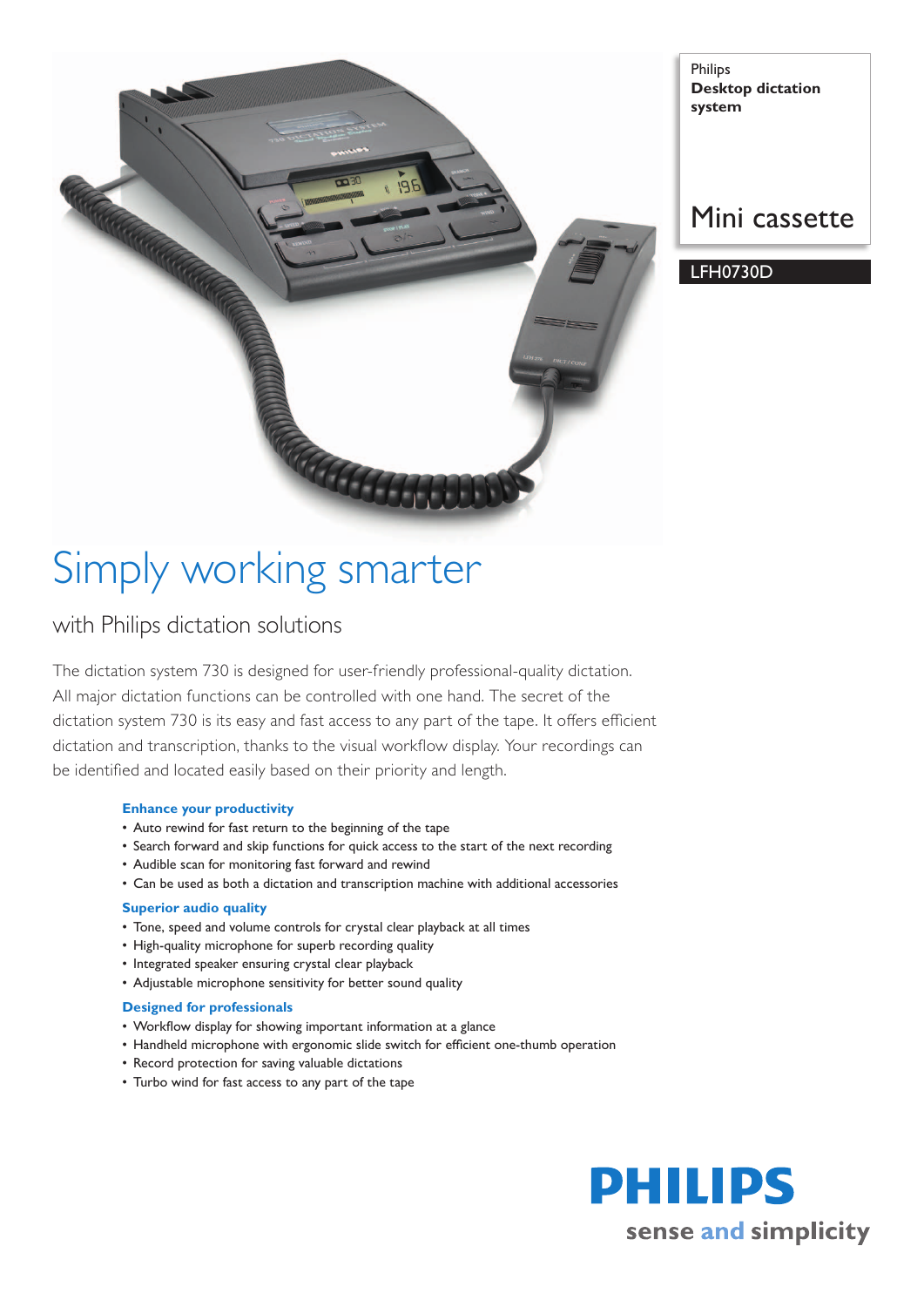Philips
**Desktop dictation system**

Mini cassette

LFH0730D

# Simply working smarter

## with Philips dictation solutions

The dictation system 730 is designed for user-friendly professional-quality dictation. All major dictation functions can be controlled with one hand. The secret of the dictation system 730 is its easy and fast access to any part of the tape. It offers efficient dictation and transcription, thanks to the visual workflow display. Your recordings can be identified and located easily based on their priority and length.

### Enhance your productivity

- Auto rewind for fast return to the beginning of the tape
- Search forward and skip functions for quick access to the start of the next recording
- Audible scan for monitoring fast forward and rewind
- Can be used as both a dictation and transcription machine with additional accessories

### Superior audio quality

- Tone, speed and volume controls for crystal clear playback at all times
- High-quality microphone for superb recording quality
- Integrated speaker ensuring crystal clear playback
- Adjustable microphone sensitivity for better sound quality

### Designed for professionals

- Workflow display for showing important information at a glance
- Handheld microphone with ergonomic slide switch for efficient one-thumb operation
- Record protection for saving valuable dictations
- Turbo wind for fast access to any part of the tape

**PHILIPS**
sense and simplicity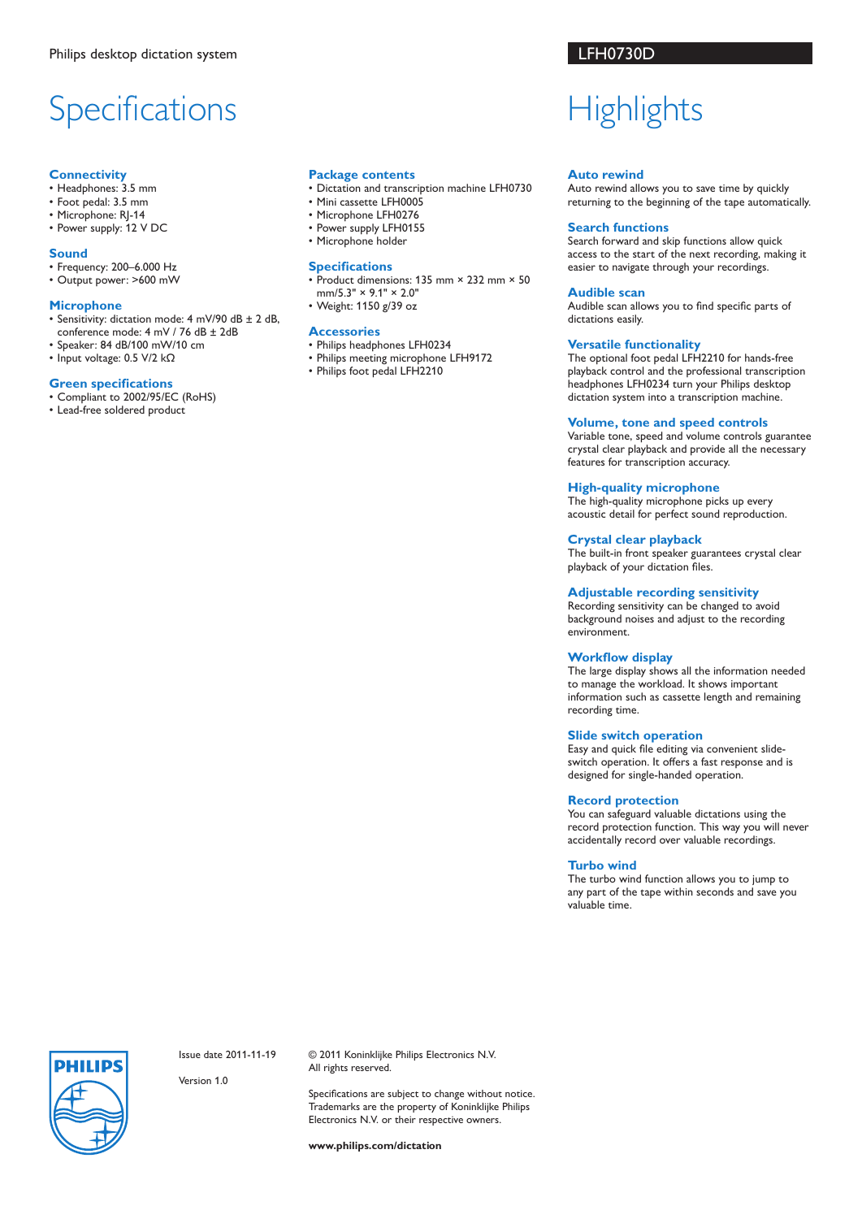Philips desktop dictation system

LFH0730D

# Specifications

### Connectivity
- Headphones: 3.5 mm
- Foot pedal: 3.5 mm
- Microphone: RJ-14
- Power supply: 12 V DC

### Sound
- Frequency: 200–6.000 Hz
- Output power: >600 mW

### Microphone
- Sensitivity: dictation mode: 4 mV/90 dB ± 2 dB, conference mode: 4 mV / 76 dB ± 2dB
- Speaker: 84 dB/100 mW/10 cm
- Input voltage: 0.5 V/2 kΩ

### Green specifications
- Compliant to 2002/95/EC (RoHS)
- Lead-free soldered product

### Package contents
- Dictation and transcription machine LFH0730
- Mini cassette LFH0005
- Microphone LFH0276
- Power supply LFH0155
- Microphone holder

### Specifications
- Product dimensions: 135 mm × 232 mm × 50 mm/5.3" × 9.1" × 2.0"
- Weight: 1150 g/39 oz

### Accessories
- Philips headphones LFH0234
- Philips meeting microphone LFH9172
- Philips foot pedal LFH2210

# Highlights

### Auto rewind
Auto rewind allows you to save time by quickly returning to the beginning of the tape automatically.

### Search functions
Search forward and skip functions allow quick access to the start of the next recording, making it easier to navigate through your recordings.

### Audible scan
Audible scan allows you to find specific parts of dictations easily.

### Versatile functionality
The optional foot pedal LFH2210 for hands-free playback control and the professional transcription headphones LFH0234 turn your Philips desktop dictation system into a transcription machine.

### Volume, tone and speed controls
Variable tone, speed and volume controls guarantee crystal clear playback and provide all the necessary features for transcription accuracy.

### High-quality microphone
The high-quality microphone picks up every acoustic detail for perfect sound reproduction.

### Crystal clear playback
The built-in front speaker guarantees crystal clear playback of your dictation files.

### Adjustable recording sensitivity
Recording sensitivity can be changed to avoid background noises and adjust to the recording environment.

### Workflow display
The large display shows all the information needed to manage the workload. It shows important information such as cassette length and remaining recording time.

### Slide switch operation
Easy and quick file editing via convenient slide-switch operation. It offers a fast response and is designed for single-handed operation.

### Record protection
You can safeguard valuable dictations using the record protection function. This way you will never accidentally record over valuable recordings.

### Turbo wind
The turbo wind function allows you to jump to any part of the tape within seconds and save you valuable time.

PHILIPS

Issue date 2011-11-19

Version 1.0

© 2011 Koninklijke Philips Electronics N.V.
All rights reserved.

Specifications are subject to change without notice. Trademarks are the property of Koninklijke Philips Electronics N.V. or their respective owners.

**www.philips.com/dictation**